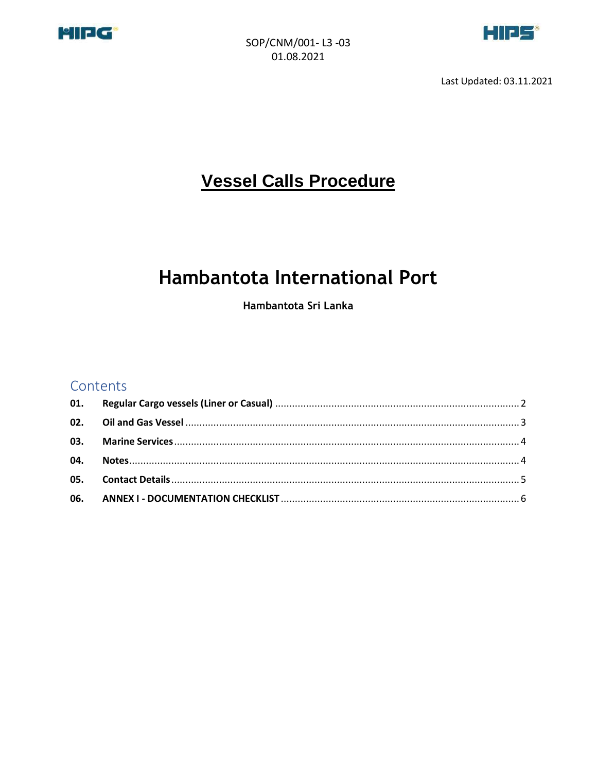SOP/CNM/001- L3 -03
01.08.2021

Last Updated: 03.11.2021

# Vessel Calls Procedure

# Hambantota International Port

**Hambantota Sri Lanka**

## Contents

| | | |
|---|---|---|
| **01.** | **Regular Cargo vessels (Liner or Casual)** | 2 |
| **02.** | **Oil and Gas Vessel** | 3 |
| **03.** | **Marine Services** | 4 |
| **04.** | **Notes** | 4 |
| **05.** | **Contact Details** | 5 |
| **06.** | **ANNEX I - DOCUMENTATION CHECKLIST** | 6 |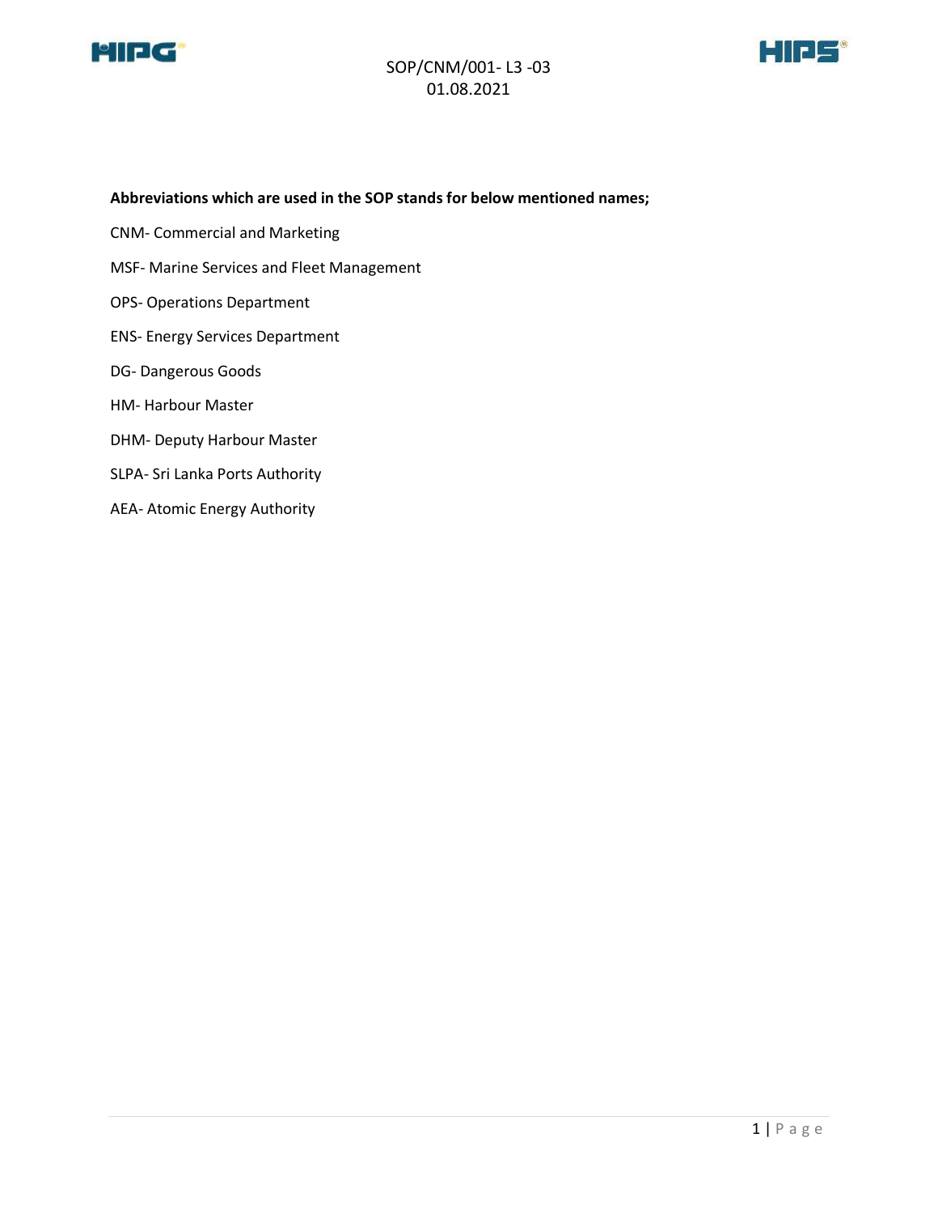**Abbreviations which are used in the SOP stands for below mentioned names;**

CNM- Commercial and Marketing

MSF- Marine Services and Fleet Management

OPS- Operations Department

ENS- Energy Services Department

DG- Dangerous Goods

HM- Harbour Master

DHM- Deputy Harbour Master

SLPA- Sri Lanka Ports Authority

AEA- Atomic Energy Authority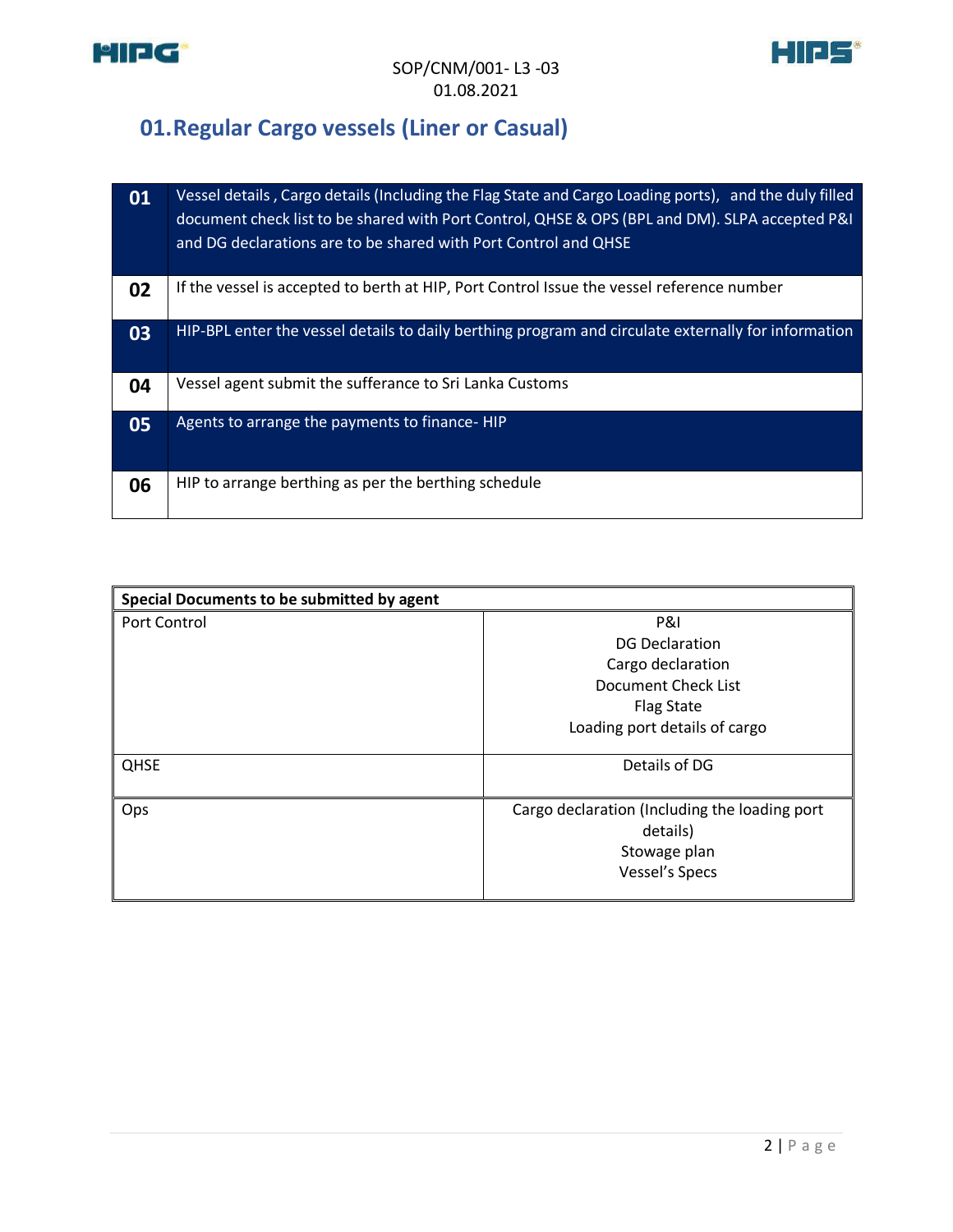## 01. Regular Cargo vessels (Liner or Casual)

| | |
|---|---|
| **01** | Vessel details , Cargo details (Including the Flag State and Cargo Loading ports), and the duly filled document check list to be shared with Port Control, QHSE & OPS (BPL and DM). SLPA accepted P&I and DG declarations are to be shared with Port Control and QHSE |
| **02** | If the vessel is accepted to berth at HIP, Port Control Issue the vessel reference number |
| **03** | HIP-BPL enter the vessel details to daily berthing program and circulate externally for information |
| **04** | Vessel agent submit the sufferance to Sri Lanka Customs |
| **05** | Agents to arrange the payments to finance- HIP |
| **06** | HIP to arrange berthing as per the berthing schedule |

| **Special Documents to be submitted by agent** | |
|---|---|
| Port Control | P&I<br>DG Declaration<br>Cargo declaration<br>Document Check List<br>Flag State<br>Loading port details of cargo |
| QHSE | Details of DG |
| Ops | Cargo declaration (Including the loading port details)<br>Stowage plan<br>Vessel's Specs |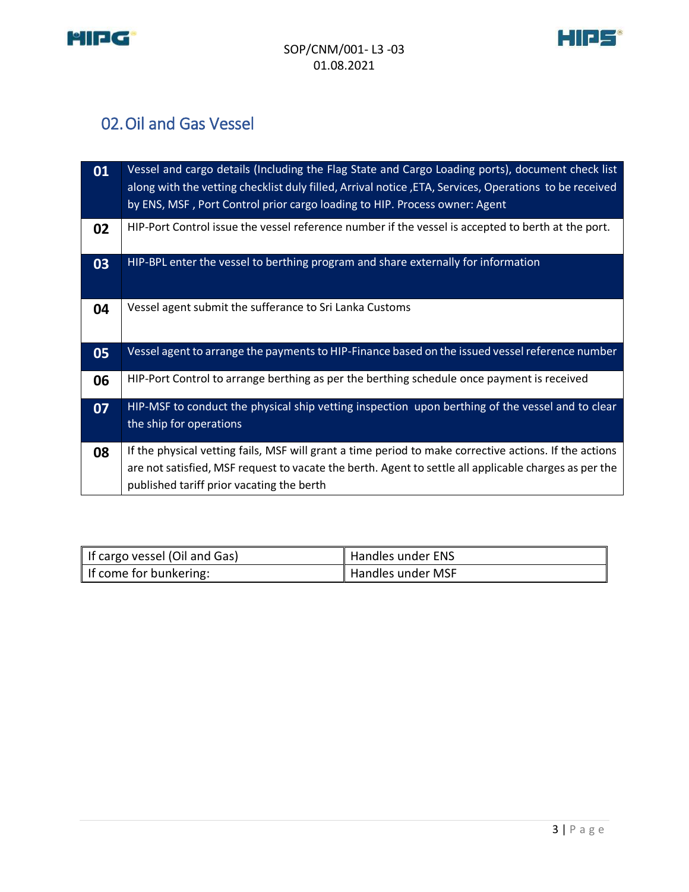## 02. Oil and Gas Vessel

| | |
|---|---|
| 01 | Vessel and cargo details (Including the Flag State and Cargo Loading ports), document check list along with the vetting checklist duly filled, Arrival notice ,ETA, Services, Operations to be received by ENS, MSF , Port Control prior cargo loading to HIP. Process owner: Agent |
| 02 | HIP-Port Control issue the vessel reference number if the vessel is accepted to berth at the port. |
| 03 | HIP-BPL enter the vessel to berthing program and share externally for information |
| 04 | Vessel agent submit the sufferance to Sri Lanka Customs |
| 05 | Vessel agent to arrange the payments to HIP-Finance based on the issued vessel reference number |
| 06 | HIP-Port Control to arrange berthing as per the berthing schedule once payment is received |
| 07 | HIP-MSF to conduct the physical ship vetting inspection upon berthing of the vessel and to clear the ship for operations |
| 08 | If the physical vetting fails, MSF will grant a time period to make corrective actions. If the actions are not satisfied, MSF request to vacate the berth. Agent to settle all applicable charges as per the published tariff prior vacating the berth |

| | |
|---|---|
| If cargo vessel (Oil and Gas) | Handles under ENS |
| If come for bunkering: | Handles under MSF |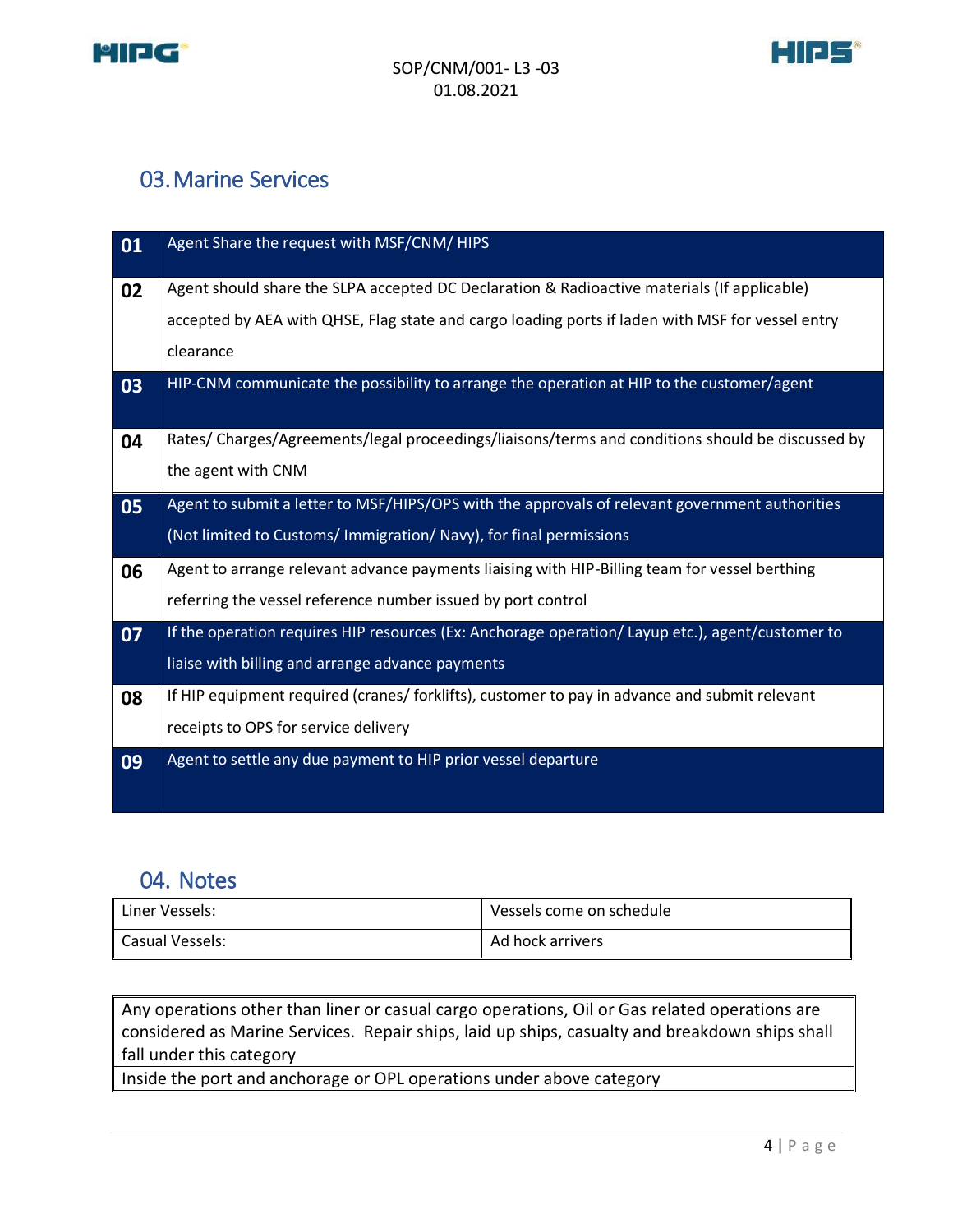## 03. Marine Services

| | |
|---|---|
| 01 | Agent Share the request with MSF/CNM/ HIPS |
| 02 | Agent should share the SLPA accepted DC Declaration & Radioactive materials (If applicable) accepted by AEA with QHSE, Flag state and cargo loading ports if laden with MSF for vessel entry clearance |
| 03 | HIP-CNM communicate the possibility to arrange the operation at HIP to the customer/agent |
| 04 | Rates/ Charges/Agreements/legal proceedings/liaisons/terms and conditions should be discussed by the agent with CNM |
| 05 | Agent to submit a letter to MSF/HIPS/OPS with the approvals of relevant government authorities (Not limited to Customs/ Immigration/ Navy), for final permissions |
| 06 | Agent to arrange relevant advance payments liaising with HIP-Billing team for vessel berthing referring the vessel reference number issued by port control |
| 07 | If the operation requires HIP resources (Ex: Anchorage operation/ Layup etc.), agent/customer to liaise with billing and arrange advance payments |
| 08 | If HIP equipment required (cranes/ forklifts), customer to pay in advance and submit relevant receipts to OPS for service delivery |
| 09 | Agent to settle any due payment to HIP prior vessel departure |

## 04. Notes

| | |
|---|---|
| Liner Vessels: | Vessels come on schedule |
| Casual Vessels: | Ad hock arrivers |

| |
|---|
| Any operations other than liner or casual cargo operations, Oil or Gas related operations are considered as Marine Services. Repair ships, laid up ships, casualty and breakdown ships shall fall under this category |
| Inside the port and anchorage or OPL operations under above category |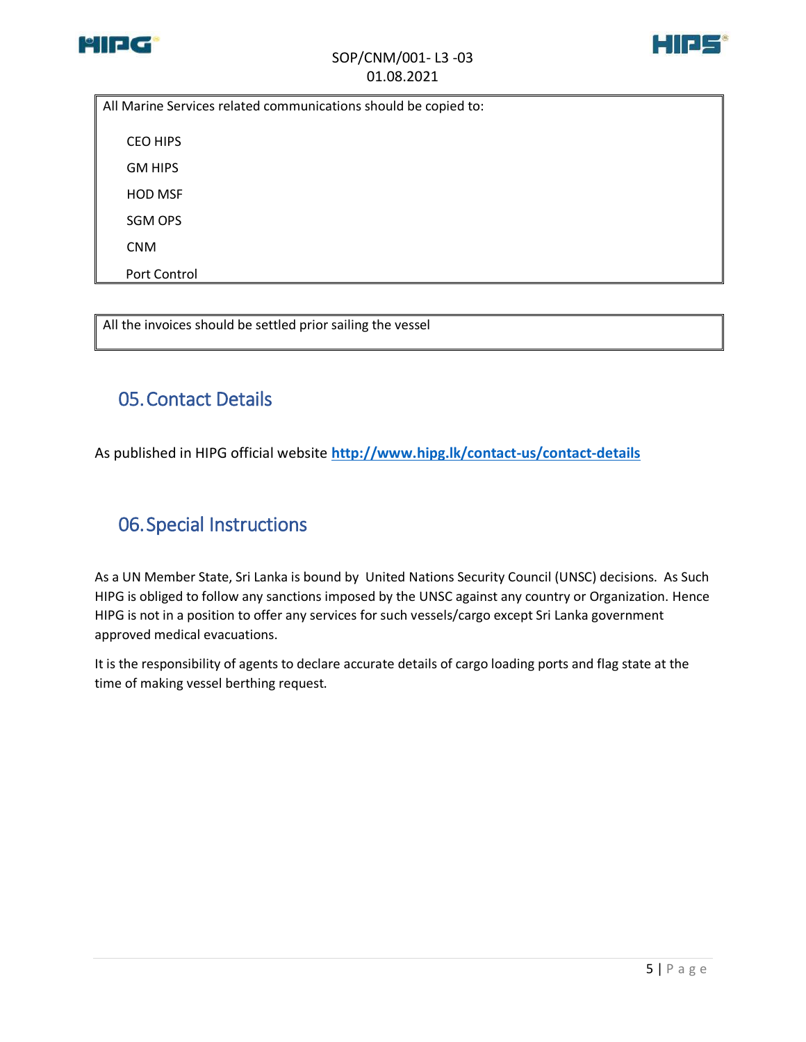| All Marine Services related communications should be copied to: |
|---|
| CEO HIPS |
| GM HIPS |
| HOD MSF |
| SGM OPS |
| CNM |
| Port Control |

| All the invoices should be settled prior sailing the vessel |
|---|

## 05. Contact Details

As published in HIPG official website **http://www.hipg.lk/contact-us/contact-details**

## 06. Special Instructions

As a UN Member State, Sri Lanka is bound by United Nations Security Council (UNSC) decisions. As Such HIPG is obliged to follow any sanctions imposed by the UNSC against any country or Organization. Hence HIPG is not in a position to offer any services for such vessels/cargo except Sri Lanka government approved medical evacuations.

It is the responsibility of agents to declare accurate details of cargo loading ports and flag state at the time of making vessel berthing request.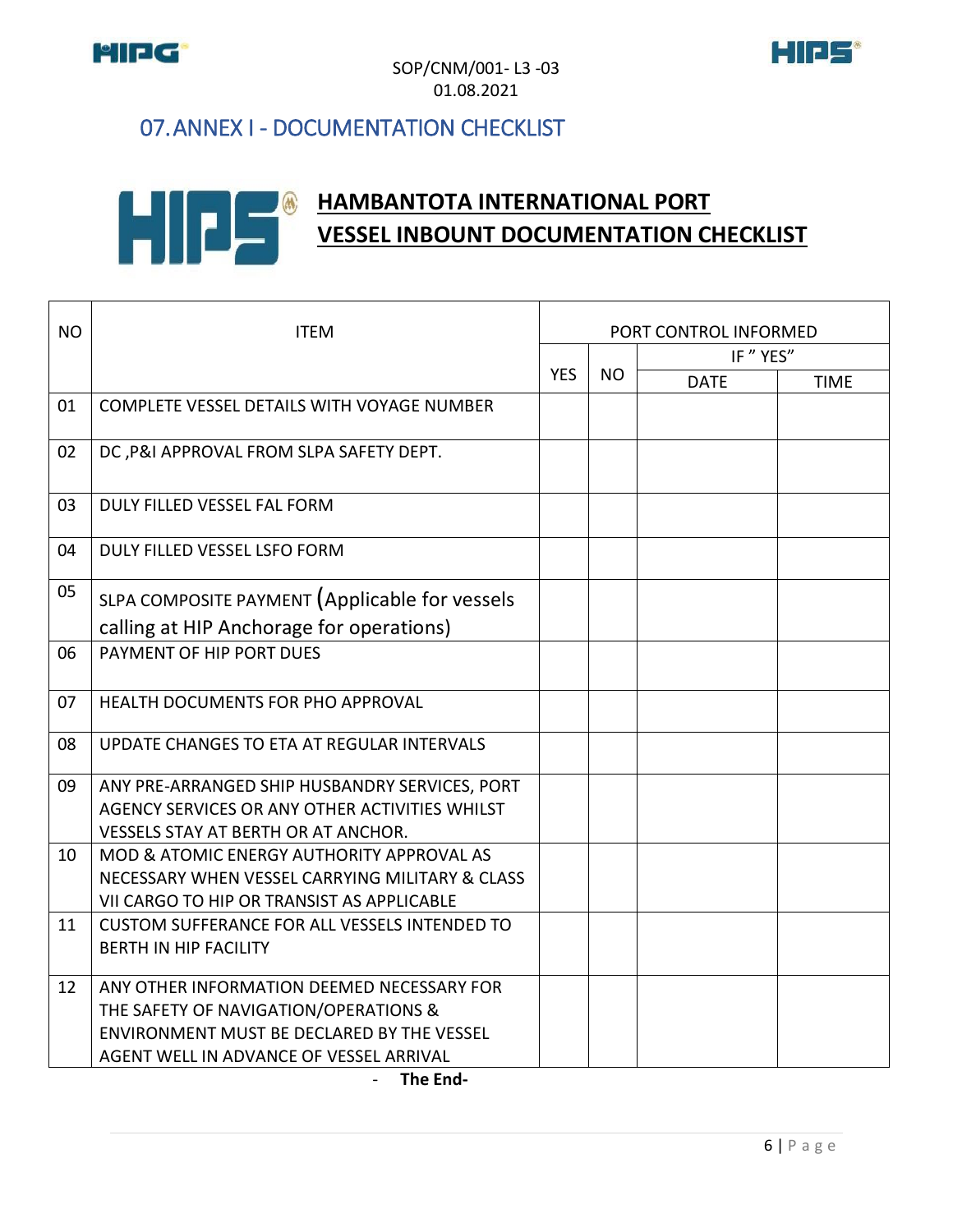SOP/CNM/001- L3 -03
01.08.2021

## 07. ANNEX I - DOCUMENTATION CHECKLIST

**HAMBANTOTA INTERNATIONAL PORT**
**VESSEL INBOUNT DOCUMENTATION CHECKLIST**

| NO | ITEM | PORT CONTROL INFORMED | | | |
|---|---|---|---|---|---|
| | | YES | NO | IF " YES" | |
| | | | | DATE | TIME |
| 01 | COMPLETE VESSEL DETAILS WITH VOYAGE NUMBER | | | | |
| 02 | DC ,P&I APPROVAL FROM SLPA SAFETY DEPT. | | | | |
| 03 | DULY FILLED VESSEL FAL FORM | | | | |
| 04 | DULY FILLED VESSEL LSFO FORM | | | | |
| 05 | SLPA COMPOSITE PAYMENT (Applicable for vessels calling at HIP Anchorage for operations) | | | | |
| 06 | PAYMENT OF HIP PORT DUES | | | | |
| 07 | HEALTH DOCUMENTS FOR PHO APPROVAL | | | | |
| 08 | UPDATE CHANGES TO ETA AT REGULAR INTERVALS | | | | |
| 09 | ANY PRE-ARRANGED SHIP HUSBANDRY SERVICES, PORT AGENCY SERVICES OR ANY OTHER ACTIVITIES WHILST VESSELS STAY AT BERTH OR AT ANCHOR. | | | | |
| 10 | MOD & ATOMIC ENERGY AUTHORITY APPROVAL AS NECESSARY WHEN VESSEL CARRYING MILITARY & CLASS VII CARGO TO HIP OR TRANSIST AS APPLICABLE | | | | |
| 11 | CUSTOM SUFFERANCE FOR ALL VESSELS INTENDED TO BERTH IN HIP FACILITY | | | | |
| 12 | ANY OTHER INFORMATION DEEMED NECESSARY FOR THE SAFETY OF NAVIGATION/OPERATIONS & ENVIRONMENT MUST BE DECLARED BY THE VESSEL AGENT WELL IN ADVANCE OF VESSEL ARRIVAL | | | | |

- **The End-**